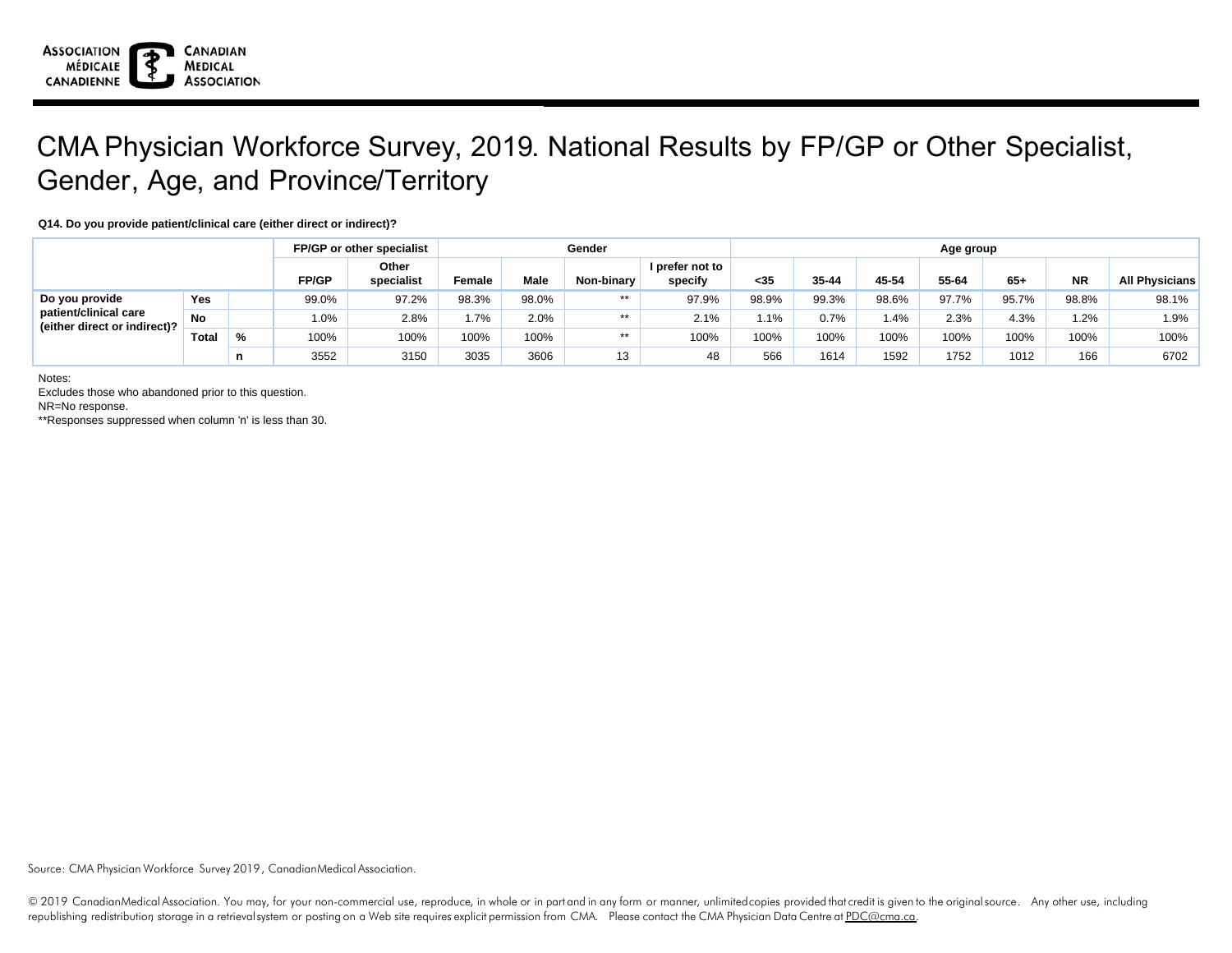# CMA Physician Workforce Survey, 2019. National Results by FP/GP or Other Specialist, Gender, Age, and Province/Territory

**Q14. Do you provide patient/clinical care (either direct or indirect)?**

| | | | FP/GP or other specialist | | Gender | | | | Age group | | | | | | |
|---|---|---|---|---|---|---|---|---|---|---|---|---|---|---|---|
| | | | FP/GP | Other specialist | Female | Male | Non-binary | I prefer not to specify | <35 | 35-44 | 45-54 | 55-64 | 65+ | NR | All Physicians |
| Do you provide patient/clinical care (either direct or indirect)? | Yes | | 99.0% | 97.2% | 98.3% | 98.0% | ** | 97.9% | 98.9% | 99.3% | 98.6% | 97.7% | 95.7% | 98.8% | 98.1% |
| | No | | 1.0% | 2.8% | 1.7% | 2.0% | ** | 2.1% | 1.1% | 0.7% | 1.4% | 2.3% | 4.3% | 1.2% | 1.9% |
| | Total | % | 100% | 100% | 100% | 100% | ** | 100% | 100% | 100% | 100% | 100% | 100% | 100% | 100% |
| | | n | 3552 | 3150 | 3035 | 3606 | 13 | 48 | 566 | 1614 | 1592 | 1752 | 1012 | 166 | 6702 |

Notes:
Excludes those who abandoned prior to this question.
NR=No response.
**Responses suppressed when column 'n' is less than 30.

Source: CMA Physician Workforce Survey 2019, Canadian Medical Association.

© 2019 Canadian Medical Association. You may, for your non-commercial use, reproduce, in whole or in part and in any form or manner, unlimited copies provided that credit is given to the original source. Any other use, including republishing, redistribution, storage in a retrieval system or posting on a Web site requires explicit permission from CMA. Please contact the CMA Physician Data Centre at PDC@cma.ca.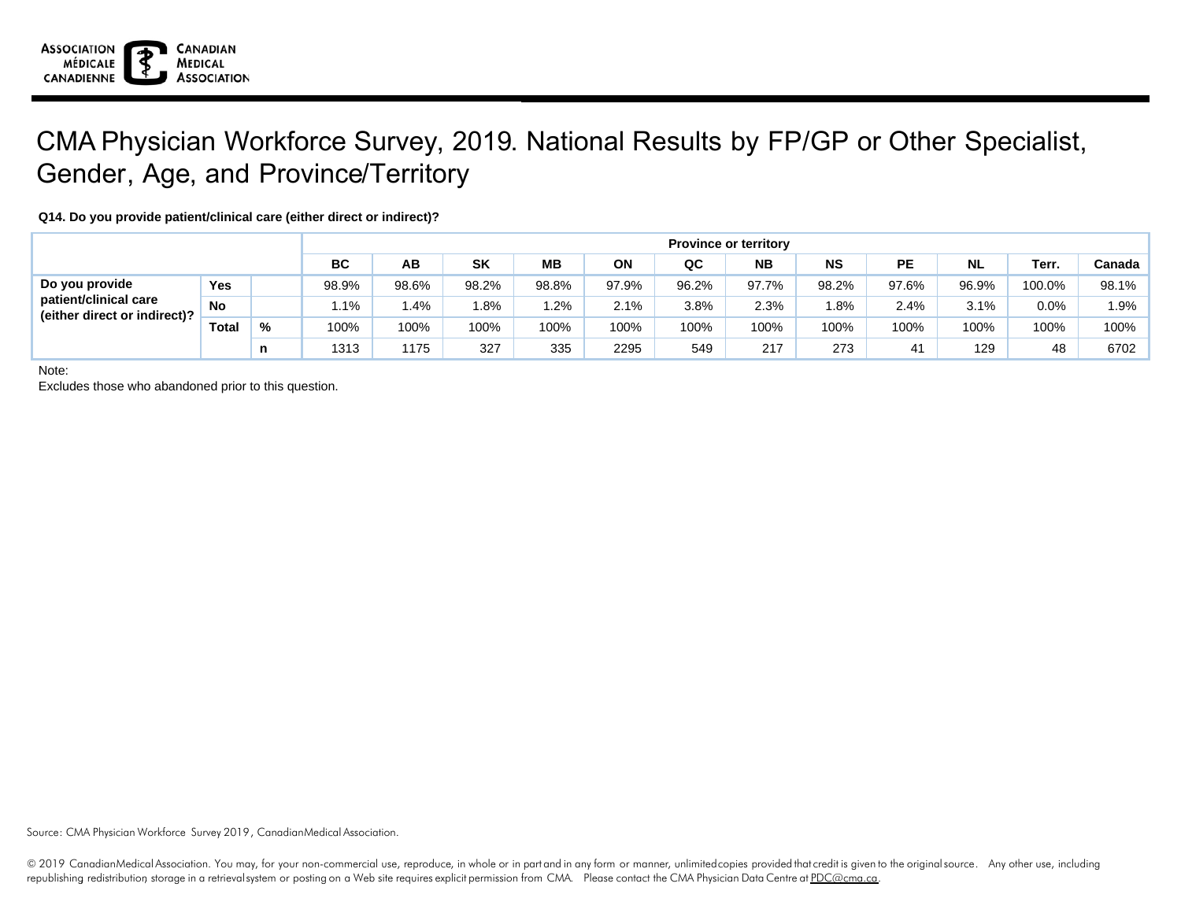# CMA Physician Workforce Survey, 2019. National Results by FP/GP or Other Specialist, Gender, Age, and Province/Territory

**Q14. Do you provide patient/clinical care (either direct or indirect)?**

| | | | Province or territory | | | | | | | | | | | |
|---|---|---|---|---|---|---|---|---|---|---|---|---|---|---|
| | | | **BC** | **AB** | **SK** | **MB** | **ON** | **QC** | **NB** | **NS** | **PE** | **NL** | **Terr.** | **Canada** |
| **Do you provide patient/clinical care (either direct or indirect)?** | **Yes** | | 98.9% | 98.6% | 98.2% | 98.8% | 97.9% | 96.2% | 97.7% | 98.2% | 97.6% | 96.9% | 100.0% | 98.1% |
| | **No** | | 1.1% | 1.4% | 1.8% | 1.2% | 2.1% | 3.8% | 2.3% | 1.8% | 2.4% | 3.1% | 0.0% | 1.9% |
| | **Total** | **%** | 100% | 100% | 100% | 100% | 100% | 100% | 100% | 100% | 100% | 100% | 100% | 100% |
| | | **n** | 1313 | 1175 | 327 | 335 | 2295 | 549 | 217 | 273 | 41 | 129 | 48 | 6702 |

Note:
Excludes those who abandoned prior to this question.

Source: CMA Physician Workforce Survey 2019, Canadian Medical Association.

© 2019 Canadian Medical Association. You may, for your non-commercial use, reproduce, in whole or in part and in any form or manner, unlimited copies provided that credit is given to the original source. Any other use, including republishing, redistribution, storage in a retrieval system or posting on a Web site requires explicit permission from CMA. Please contact the CMA Physician Data Centre at PDC@cma.ca.